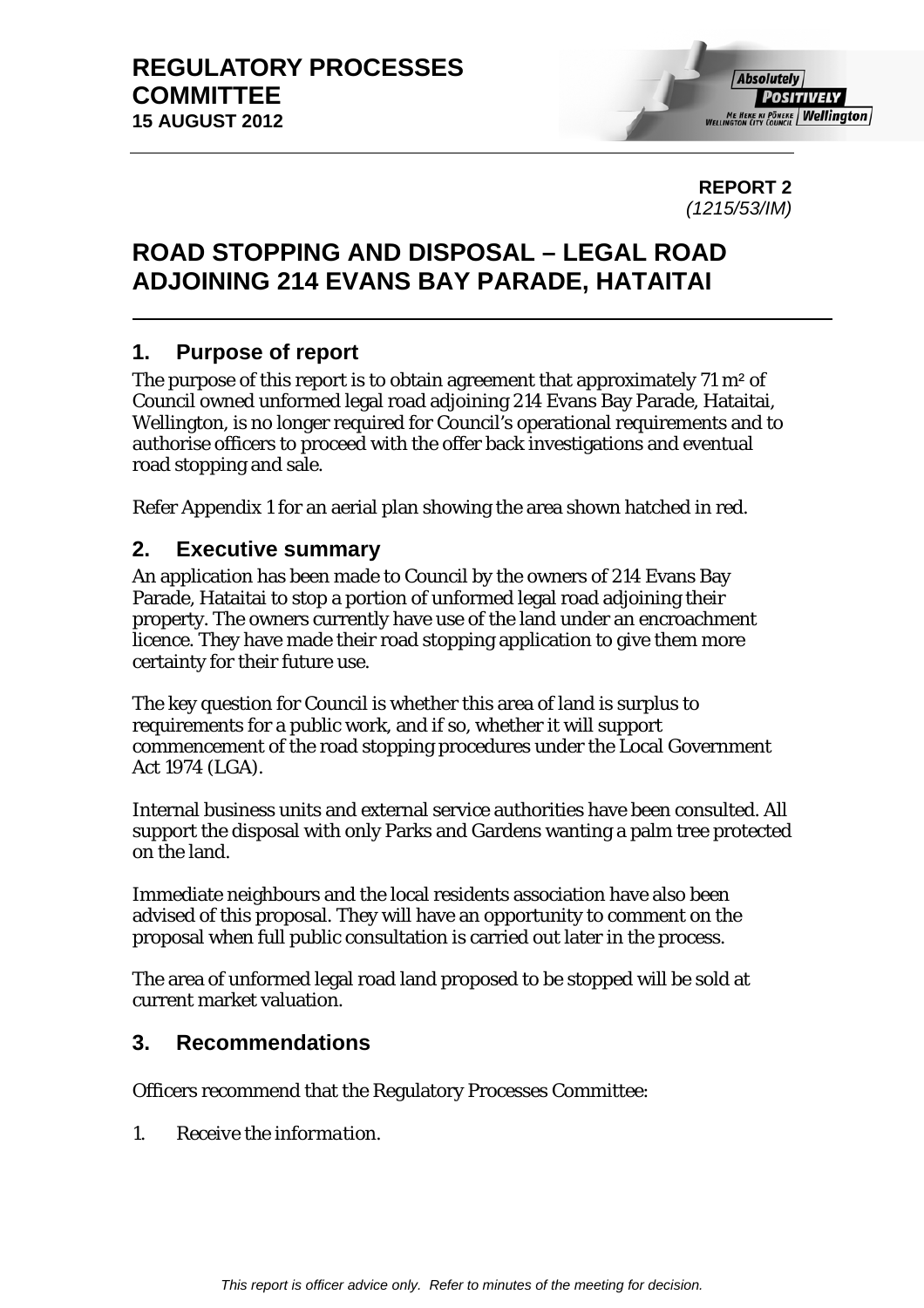**REGULATORY PROCESSES COMMITTEE**
**15 AUGUST 2012**

**REPORT 2**
*(1215/53/IM)*

# ROAD STOPPING AND DISPOSAL – LEGAL ROAD ADJOINING 214 EVANS BAY PARADE, HATAITAI

## 1. Purpose of report

The purpose of this report is to obtain agreement that approximately 71 m² of Council owned unformed legal road adjoining 214 Evans Bay Parade, Hataitai, Wellington, is no longer required for Council's operational requirements and to authorise officers to proceed with the offer back investigations and eventual road stopping and sale.

Refer Appendix 1 for an aerial plan showing the area shown hatched in red.

## 2. Executive summary

An application has been made to Council by the owners of 214 Evans Bay Parade, Hataitai to stop a portion of unformed legal road adjoining their property. The owners currently have use of the land under an encroachment licence. They have made their road stopping application to give them more certainty for their future use.

The key question for Council is whether this area of land is surplus to requirements for a public work, and if so, whether it will support commencement of the road stopping procedures under the Local Government Act 1974 (LGA).

Internal business units and external service authorities have been consulted. All support the disposal with only Parks and Gardens wanting a palm tree protected on the land.

Immediate neighbours and the local residents association have also been advised of this proposal. They will have an opportunity to comment on the proposal when full public consultation is carried out later in the process.

The area of unformed legal road land proposed to be stopped will be sold at current market valuation.

## 3. Recommendations

Officers recommend that the Regulatory Processes Committee:

1. *Receive the information.*

*This report is officer advice only. Refer to minutes of the meeting for decision.*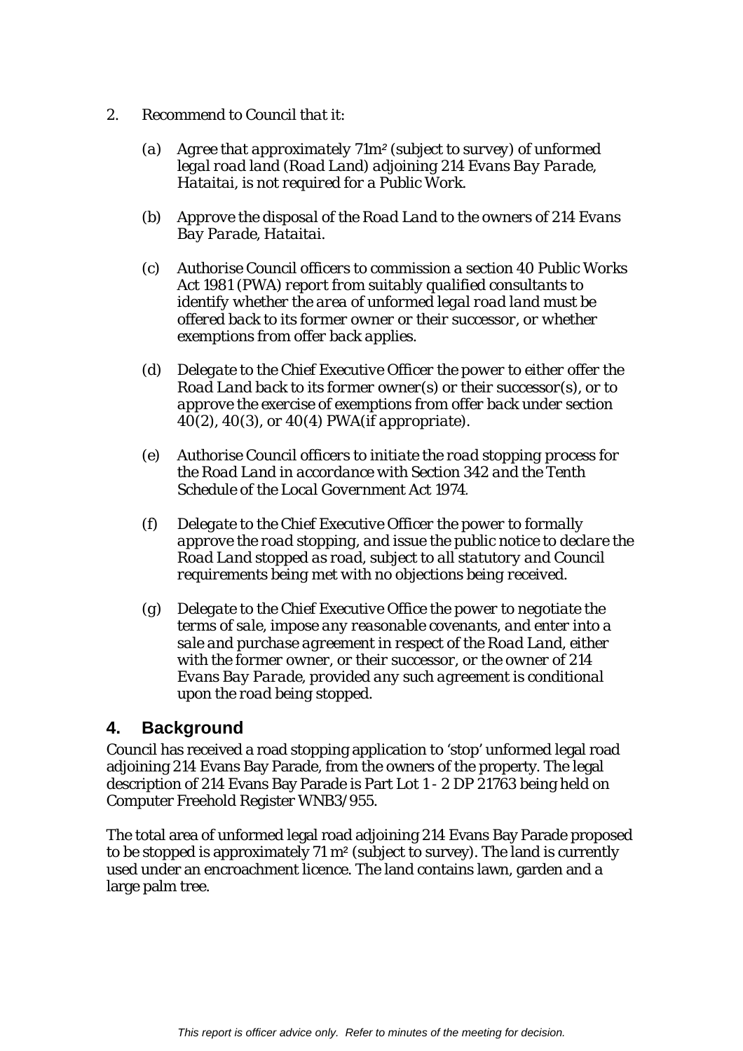2. *Recommend to Council that it:*

   (a) *Agree that approximately 71m² (subject to survey) of unformed legal road land (Road Land) adjoining 214 Evans Bay Parade, Hataitai, is not required for a Public Work.*

   (b) *Approve the disposal of the Road Land to the owners of 214 Evans Bay Parade, Hataitai.*

   (c) *Authorise Council officers to commission a section 40 Public Works Act 1981 (PWA) report from suitably qualified consultants to identify whether the area of unformed legal road land must be offered back to its former owner or their successor, or whether exemptions from offer back applies.*

   (d) *Delegate to the Chief Executive Officer the power to either offer the Road Land back to its former owner(s) or their successor(s), or to approve the exercise of exemptions from offer back under section 40(2), 40(3), or 40(4) PWA(if appropriate).*

   (e) *Authorise Council officers to initiate the road stopping process for the Road Land in accordance with Section 342 and the Tenth Schedule of the Local Government Act 1974.*

   (f) *Delegate to the Chief Executive Officer the power to formally approve the road stopping, and issue the public notice to declare the Road Land stopped as road, subject to all statutory and Council requirements being met with no objections being received.*

   (g) *Delegate to the Chief Executive Office the power to negotiate the terms of sale, impose any reasonable covenants, and enter into a sale and purchase agreement in respect of the Road Land, either with the former owner, or their successor, or the owner of 214 Evans Bay Parade, provided any such agreement is conditional upon the road being stopped.*

## 4. Background

Council has received a road stopping application to 'stop' unformed legal road adjoining 214 Evans Bay Parade, from the owners of the property. The legal description of 214 Evans Bay Parade is Part Lot 1 - 2 DP 21763 being held on Computer Freehold Register WNB3/955.

The total area of unformed legal road adjoining 214 Evans Bay Parade proposed to be stopped is approximately 71 m² (subject to survey). The land is currently used under an encroachment licence. The land contains lawn, garden and a large palm tree.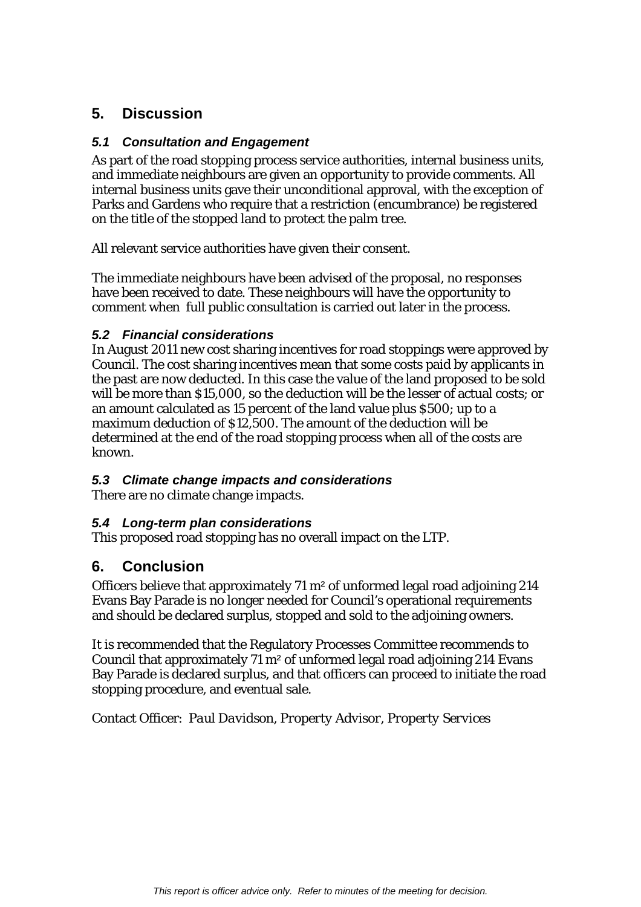## 5. Discussion

### *5.1 Consultation and Engagement*

As part of the road stopping process service authorities, internal business units, and immediate neighbours are given an opportunity to provide comments. All internal business units gave their unconditional approval, with the exception of Parks and Gardens who require that a restriction (encumbrance) be registered on the title of the stopped land to protect the palm tree.

All relevant service authorities have given their consent.

The immediate neighbours have been advised of the proposal, no responses have been received to date. These neighbours will have the opportunity to comment when full public consultation is carried out later in the process.

### *5.2 Financial considerations*

In August 2011 new cost sharing incentives for road stoppings were approved by Council. The cost sharing incentives mean that some costs paid by applicants in the past are now deducted. In this case the value of the land proposed to be sold will be more than $15,000, so the deduction will be the lesser of actual costs; or an amount calculated as 15 percent of the land value plus $500; up to a maximum deduction of $12,500. The amount of the deduction will be determined at the end of the road stopping process when all of the costs are known.

### *5.3 Climate change impacts and considerations*

There are no climate change impacts.

### *5.4 Long-term plan considerations*

This proposed road stopping has no overall impact on the LTP.

## 6. Conclusion

Officers believe that approximately 71 m² of unformed legal road adjoining 214 Evans Bay Parade is no longer needed for Council's operational requirements and should be declared surplus, stopped and sold to the adjoining owners.

It is recommended that the Regulatory Processes Committee recommends to Council that approximately 71 m² of unformed legal road adjoining 214 Evans Bay Parade is declared surplus, and that officers can proceed to initiate the road stopping procedure, and eventual sale.

Contact Officer: *Paul Davidson, Property Advisor, Property Services*

*This report is officer advice only. Refer to minutes of the meeting for decision.*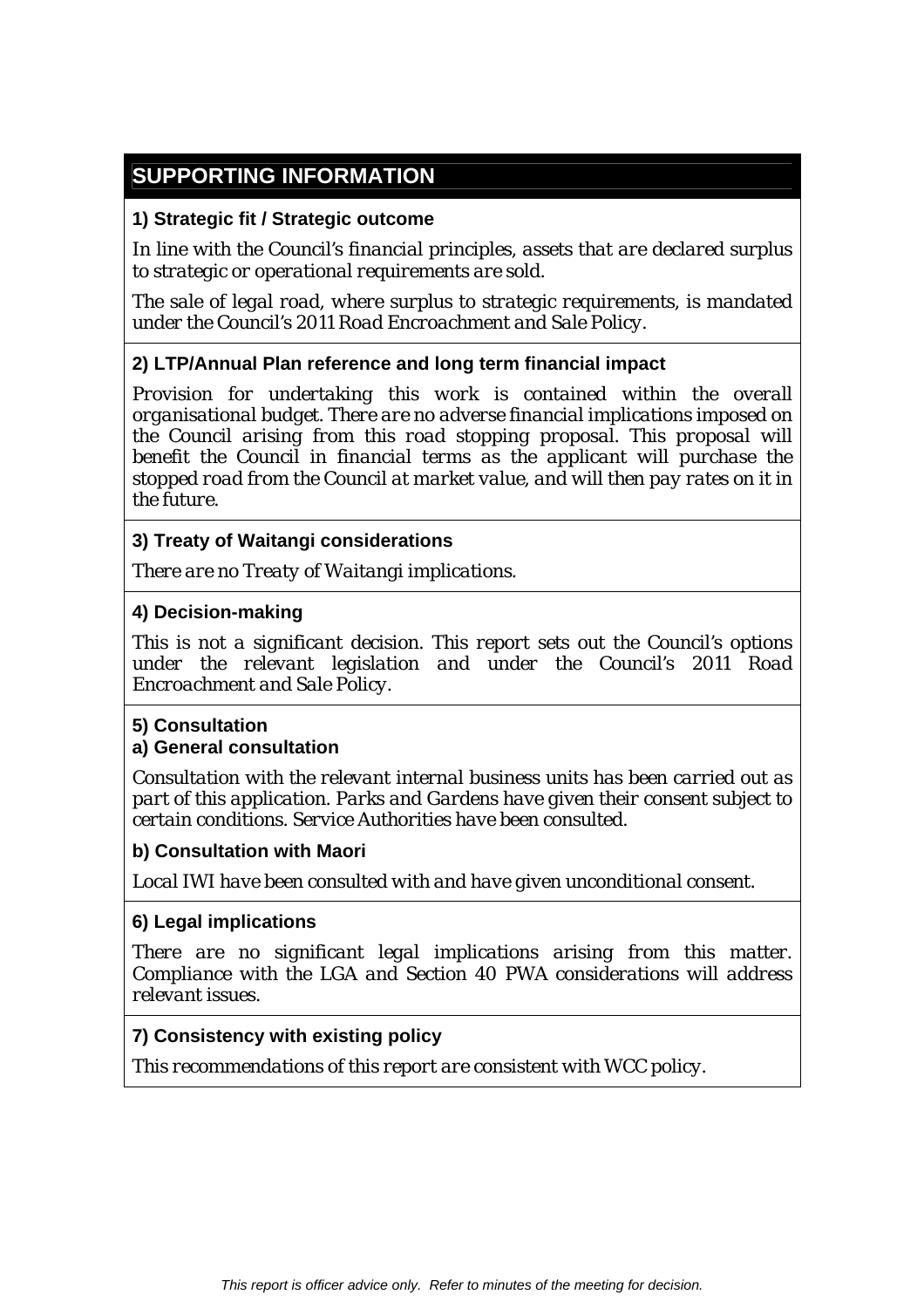## SUPPORTING INFORMATION

### 1) Strategic fit / Strategic outcome

*In line with the Council's financial principles, assets that are declared surplus to strategic or operational requirements are sold.*

*The sale of legal road, where surplus to strategic requirements, is mandated under the Council's 2011 Road Encroachment and Sale Policy.*

### 2) LTP/Annual Plan reference and long term financial impact

*Provision for undertaking this work is contained within the overall organisational budget. There are no adverse financial implications imposed on the Council arising from this road stopping proposal. This proposal will benefit the Council in financial terms as the applicant will purchase the stopped road from the Council at market value, and will then pay rates on it in the future.*

### 3) Treaty of Waitangi considerations

*There are no Treaty of Waitangi implications.*

### 4) Decision-making

*This is not a significant decision. This report sets out the Council's options under the relevant legislation and under the Council's 2011 Road Encroachment and Sale Policy.*

### 5) Consultation

#### a) General consultation

*Consultation with the relevant internal business units has been carried out as part of this application. Parks and Gardens have given their consent subject to certain conditions. Service Authorities have been consulted.*

#### b) Consultation with Maori

*Local IWI have been consulted with and have given unconditional consent.*

### 6) Legal implications

*There are no significant legal implications arising from this matter. Compliance with the LGA and Section 40 PWA considerations will address relevant issues.*

### 7) Consistency with existing policy

*This recommendations of this report are consistent with WCC policy.*

*This report is officer advice only. Refer to minutes of the meeting for decision.*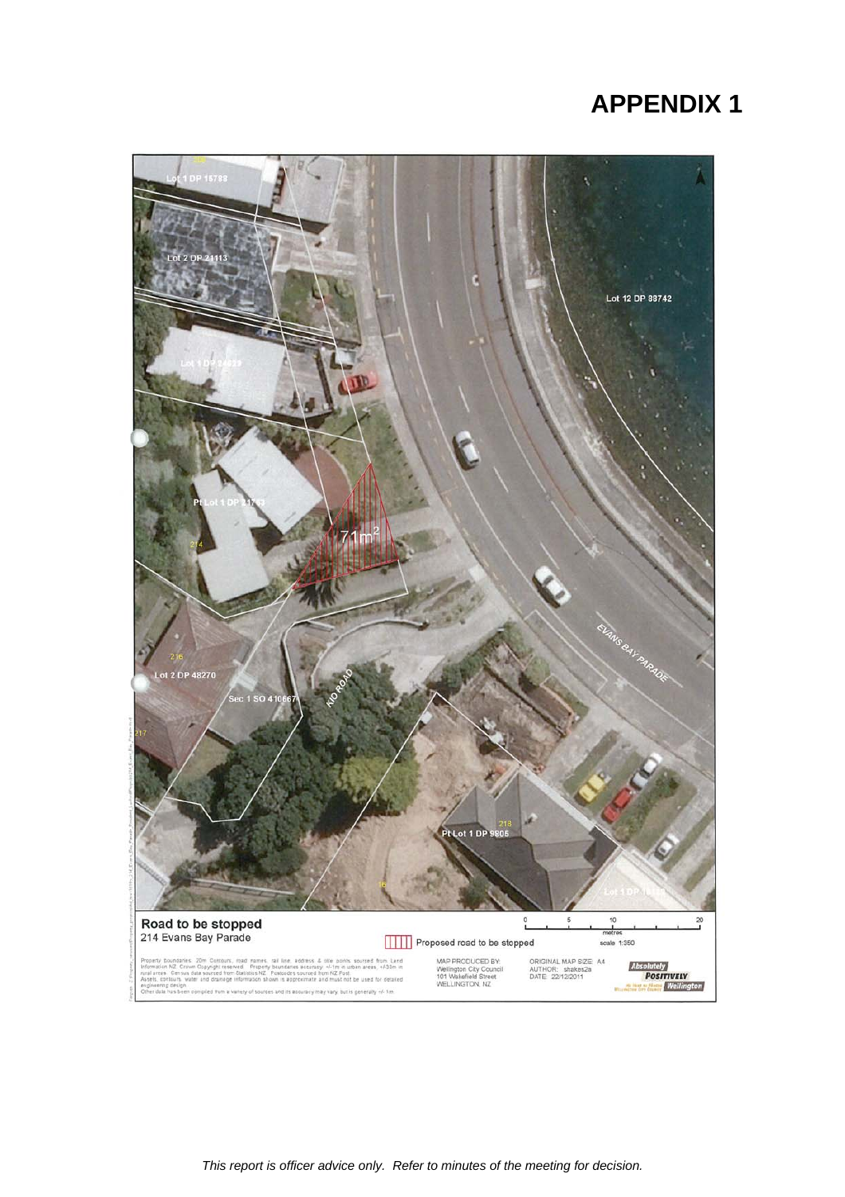# APPENDIX 1

Lot 1 DP 15788

Lot 2 DP 21113

Lot 12 DP 88742

Lot 1 DP 24629

Pt Lot 1 DP 21743

214

71m²

216

Lot 2 DP 48270

Sec 1 SO 410667

KIO ROAD

EVANS BAY PARADE

217

218

Pt Lot 1 DP 9805

**Road to be stopped**
214 Evans Bay Parade

Proposed road to be stopped

0 5 10 20
metres
scale 1:350

Property boundaries, 20m Contours, road names, rail line, address & title points sourced from Land Information NZ. Crown Copyright reserved. Property boundaries accuracy: +/-1m in urban areas, +/-30m in rural areas. Census data sourced from Statistics NZ. Postcodes sourced from NZ Post.
Assets, contours, water and drainage information shown is approximate and must not be used for detailed engineering design.
Other data has been compiled from a variety of sources and its accuracy may vary, but is generally +/- 1m.

MAP PRODUCED BY:
Wellington City Council
101 Wakefield Street
WELLINGTON, NZ

ORIGINAL MAP SIZE: A4
AUTHOR: shakes2a
DATE: 22/12/2011

Absolutely POSITIVELY Wellington

*This report is officer advice only. Refer to minutes of the meeting for decision.*